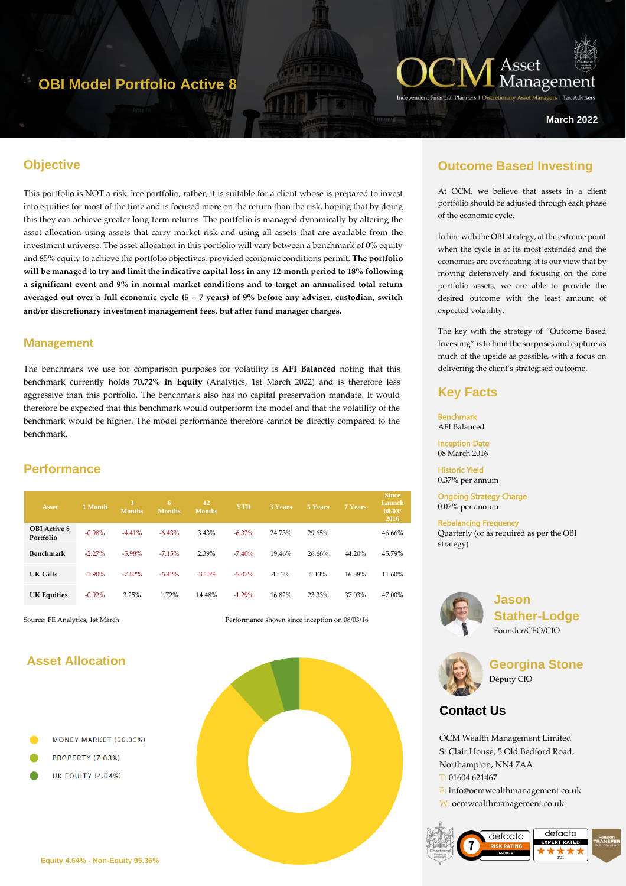# OBI Model Portfolio Active 8

OCM Asset Management
Independent Financial Planners | Discretionary Asset Managers | Tax Advisers

March 2022

## Objective

This portfolio is NOT a risk-free portfolio, rather, it is suitable for a client whose is prepared to invest into equities for most of the time and is focused more on the return than the risk, hoping that by doing this they can achieve greater long-term returns. The portfolio is managed dynamically by altering the asset allocation using assets that carry market risk and using all assets that are available from the investment universe. The asset allocation in this portfolio will vary between a benchmark of 0% equity and 85% equity to achieve the portfolio objectives, provided economic conditions permit. **The portfolio will be managed to try and limit the indicative capital loss in any 12-month period to 18% following a significant event and 9% in normal market conditions and to target an annualised total return averaged out over a full economic cycle (5 – 7 years) of 9% before any adviser, custodian, switch and/or discretionary investment management fees, but after fund manager charges.**

## Management

The benchmark we use for comparison purposes for volatility is **AFI Balanced** noting that this benchmark currently holds **70.72% in Equity** (Analytics, 1st March 2022) and is therefore less aggressive than this portfolio. The benchmark also has no capital preservation mandate. It would therefore be expected that this benchmark would outperform the model and that the volatility of the benchmark would be higher. The model performance therefore cannot be directly compared to the benchmark.

## Performance

| Asset | 1 Month | 3 Months | 6 Months | 12 Months | YTD | 3 Years | 5 Years | 7 Years | Since Launch 08/03/2016 |
|---|---|---|---|---|---|---|---|---|---|
| OBI Active 8 Portfolio | -0.98% | -4.41% | -6.43% | 3.43% | -6.32% | 24.73% | 29.65% | | 46.66% |
| Benchmark | -2.27% | -5.98% | -7.15% | 2.39% | -7.40% | 19.46% | 26.66% | 44.20% | 45.79% |
| UK Gilts | -1.90% | -7.52% | -6.42% | -3.15% | -5.07% | 4.13% | 5.13% | 16.38% | 11.60% |
| UK Equities | -0.92% | 3.25% | 1.72% | 14.48% | -1.29% | 16.82% | 23.33% | 37.03% | 47.00% |

Source: FE Analytics, 1st March

Performance shown since inception on 08/03/16

## Asset Allocation

- MONEY MARKET (88.33%)
- PROPERTY (7.03%)
- UK EQUITY (4.64%)

Equity 4.64% - Non-Equity 95.36%

## Outcome Based Investing

At OCM, we believe that assets in a client portfolio should be adjusted through each phase of the economic cycle.

In line with the OBI strategy, at the extreme point when the cycle is at its most extended and the economies are overheating, it is our view that by moving defensively and focusing on the core portfolio assets, we are able to provide the desired outcome with the least amount of expected volatility.

The key with the strategy of "Outcome Based Investing" is to limit the surprises and capture as much of the upside as possible, with a focus on delivering the client's strategised outcome.

## Key Facts

**Benchmark**
AFI Balanced

**Inception Date**
08 March 2016

**Historic Yield**
0.37% per annum

**Ongoing Strategy Charge**
0.07% per annum

**Rebalancing Frequency**
Quarterly (or as required as per the OBI strategy)

**Jason Stather-Lodge**
Founder/CEO/CIO

**Georgina Stone**
Deputy CIO

## Contact Us

OCM Wealth Management Limited
St Clair House, 5 Old Bedford Road,
Northampton, NN4 7AA
T: 01604 621467
E: info@ocmwealthmanagement.co.uk
W: ocmwealthmanagement.co.uk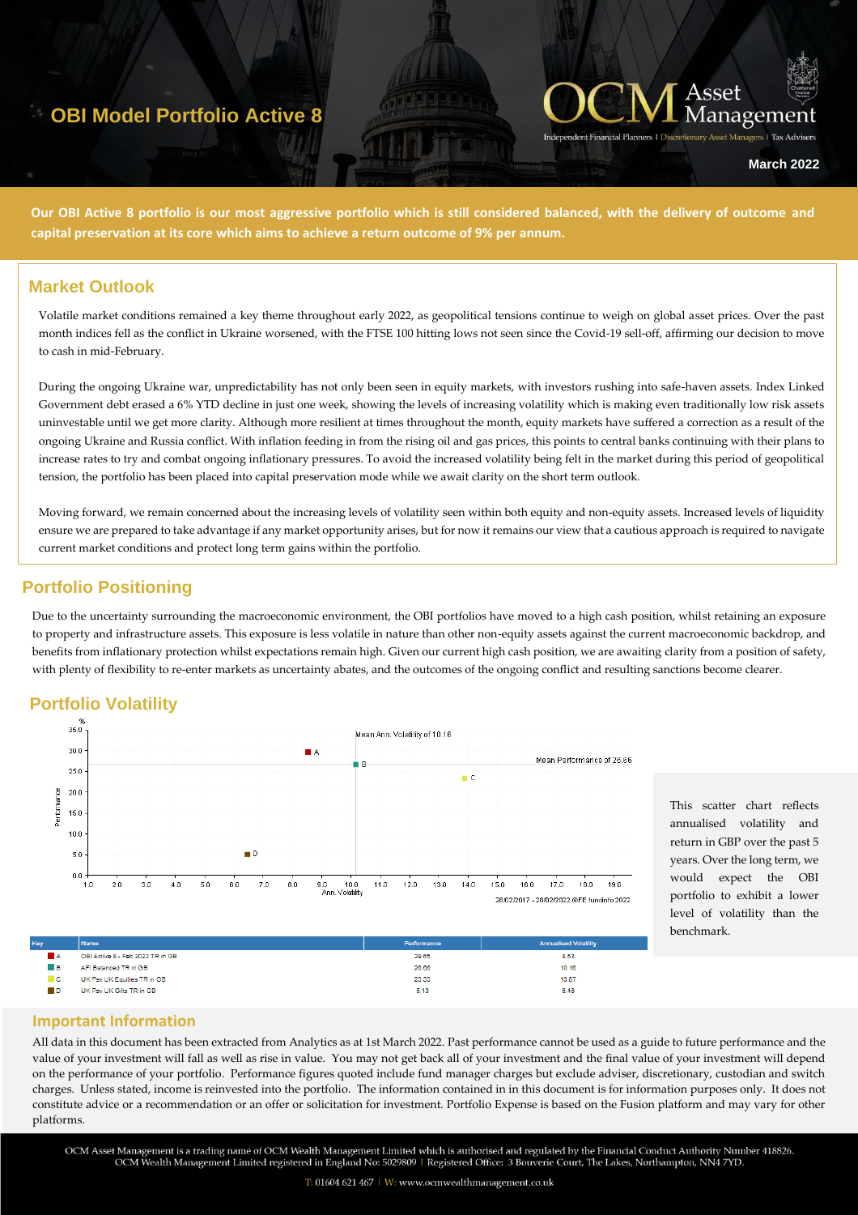# OBI Model Portfolio Active 8

OCM Asset Management

Independent Financial Planners | Discretionary Asset Managers | Tax Advisers

March 2022

**Our OBI Active 8 portfolio is our most aggressive portfolio which is still considered balanced, with the delivery of outcome and capital preservation at its core which aims to achieve a return outcome of 9% per annum.**

## Market Outlook

Volatile market conditions remained a key theme throughout early 2022, as geopolitical tensions continue to weigh on global asset prices. Over the past month indices fell as the conflict in Ukraine worsened, with the FTSE 100 hitting lows not seen since the Covid-19 sell-off, affirming our decision to move to cash in mid-February.

During the ongoing Ukraine war, unpredictability has not only been seen in equity markets, with investors rushing into safe-haven assets. Index Linked Government debt erased a 6% YTD decline in just one week, showing the levels of increasing volatility which is making even traditionally low risk assets uninvestable until we get more clarity. Although more resilient at times throughout the month, equity markets have suffered a correction as a result of the ongoing Ukraine and Russia conflict. With inflation feeding in from the rising oil and gas prices, this points to central banks continuing with their plans to increase rates to try and combat ongoing inflationary pressures. To avoid the increased volatility being felt in the market during this period of geopolitical tension, the portfolio has been placed into capital preservation mode while we await clarity on the short term outlook.

Moving forward, we remain concerned about the increasing levels of volatility seen within both equity and non-equity assets. Increased levels of liquidity ensure we are prepared to take advantage if any market opportunity arises, but for now it remains our view that a cautious approach is required to navigate current market conditions and protect long term gains within the portfolio.

## Portfolio Positioning

Due to the uncertainty surrounding the macroeconomic environment, the OBI portfolios have moved to a high cash position, whilst retaining an exposure to property and infrastructure assets. This exposure is less volatile in nature than other non-equity assets against the current macroeconomic backdrop, and benefits from inflationary protection whilst expectations remain high. Given our current high cash position, we are awaiting clarity from a position of safety, with plenty of flexibility to re-enter markets as uncertainty abates, and the outcomes of the ongoing conflict and resulting sanctions become clearer.

## Portfolio Volatility

Mean Ann. Volatility of 10.16

Mean Performance of 26.66

Performance %

Ann. Volatility

28/02/2017 - 28/02/2022 ©FE fundinfo2022

| Key | Name | Performance | Annualised Volatility |
|---|---|---|---|
| A | OBI Active 8 - Feb 2022 TR in GB | 29.65 | 8.53 |
| B | AFI Balanced TR in GB | 26.66 | 10.16 |
| C | UK Pav UK Equities TR in GB | 23.33 | 13.87 |
| D | UK Pav UK Gilts TR in GB | 5.13 | 6.46 |

This scatter chart reflects annualised volatility and return in GBP over the past 5 years. Over the long term, we would expect the OBI portfolio to exhibit a lower level of volatility than the benchmark.

## Important Information

All data in this document has been extracted from Analytics as at 1st March 2022. Past performance cannot be used as a guide to future performance and the value of your investment will fall as well as rise in value. You may not get back all of your investment and the final value of your investment will depend on the performance of your portfolio. Performance figures quoted include fund manager charges but exclude adviser, discretionary, custodian and switch charges. Unless stated, income is reinvested into the portfolio. The information contained in in this document is for information purposes only. It does not constitute advice or a recommendation or an offer or solicitation for investment. Portfolio Expense is based on the Fusion platform and may vary for other platforms.

OCM Asset Management is a trading name of OCM Wealth Management Limited which is authorised and regulated by the Financial Conduct Authority Number 418826. OCM Wealth Management Limited registered in England No: 5029809 | Registered Office: 3 Bouverie Court, The Lakes, Northampton, NN4 7YD.

T: 01604 621 467 | W: www.ocmwealthmanagement.co.uk